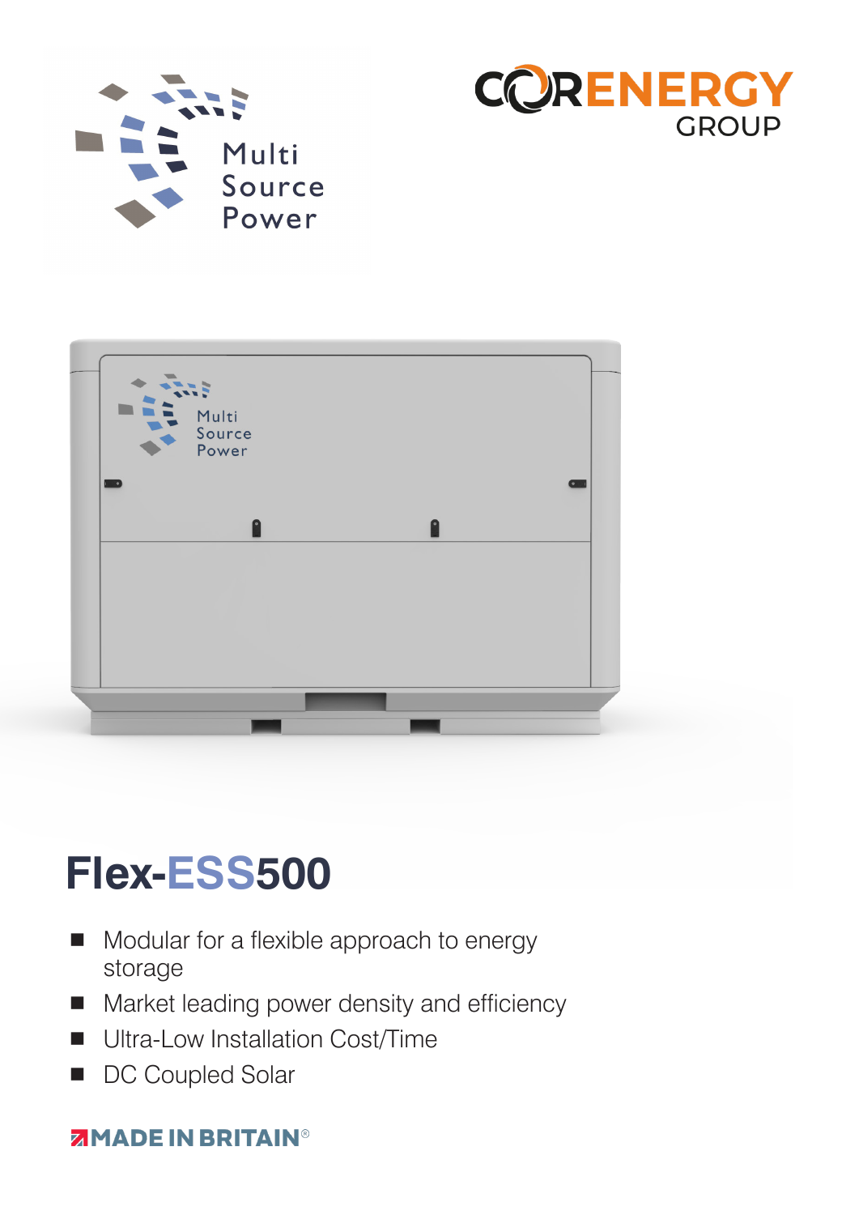Multi Source Power

CORENERGY GROUP

# Flex-ESS500

- Modular for a flexible approach to energy storage
- Market leading power density and efficiency
- Ultra-Low Installation Cost/Time
- DC Coupled Solar

MADE IN BRITAIN®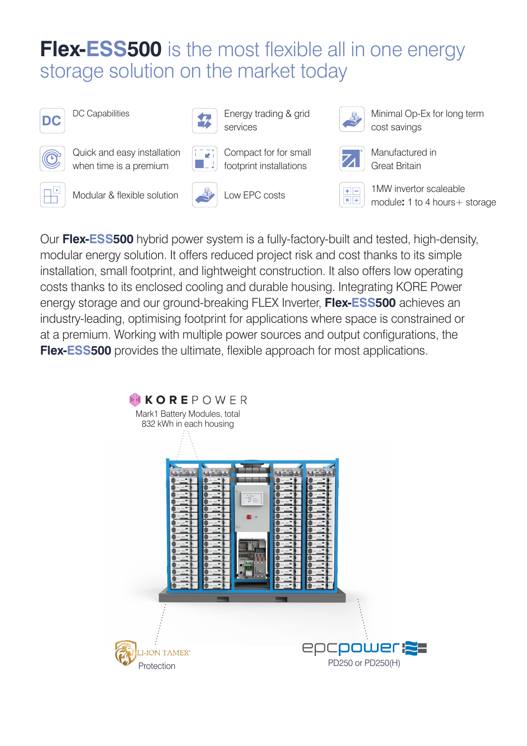# **Flex-ESS500** is the most flexible all in one energy storage solution on the market today

- DC Capabilities
- Energy trading & grid services
- Minimal Op-Ex for long term cost savings
- Quick and easy installation when time is a premium
- Compact for for small footprint installations
- Manufactured in Great Britain
- Modular & flexible solution
- Low EPC costs
- 1MW invertor scaleable module**:** 1 to 4 hours+ storage

Our **Flex-ESS500** hybrid power system is a fully-factory-built and tested, high-density, modular energy solution. It offers reduced project risk and cost thanks to its simple installation, small footprint, and lightweight construction. It also offers low operating costs thanks to its enclosed cooling and durable housing. Integrating KORE Power energy storage and our ground-breaking FLEX Inverter, **Flex-ESS500** achieves an industry-leading, optimising footprint for applications where space is constrained or at a premium. Working with multiple power sources and output configurations, the **Flex-ESS500** provides the ultimate, flexible approach for most applications.

KOREPOWER
Mark1 Battery Modules, total 832 kWh in each housing

LI-ION TAMER®
Protection

epcpower
PD250 or PD250(H)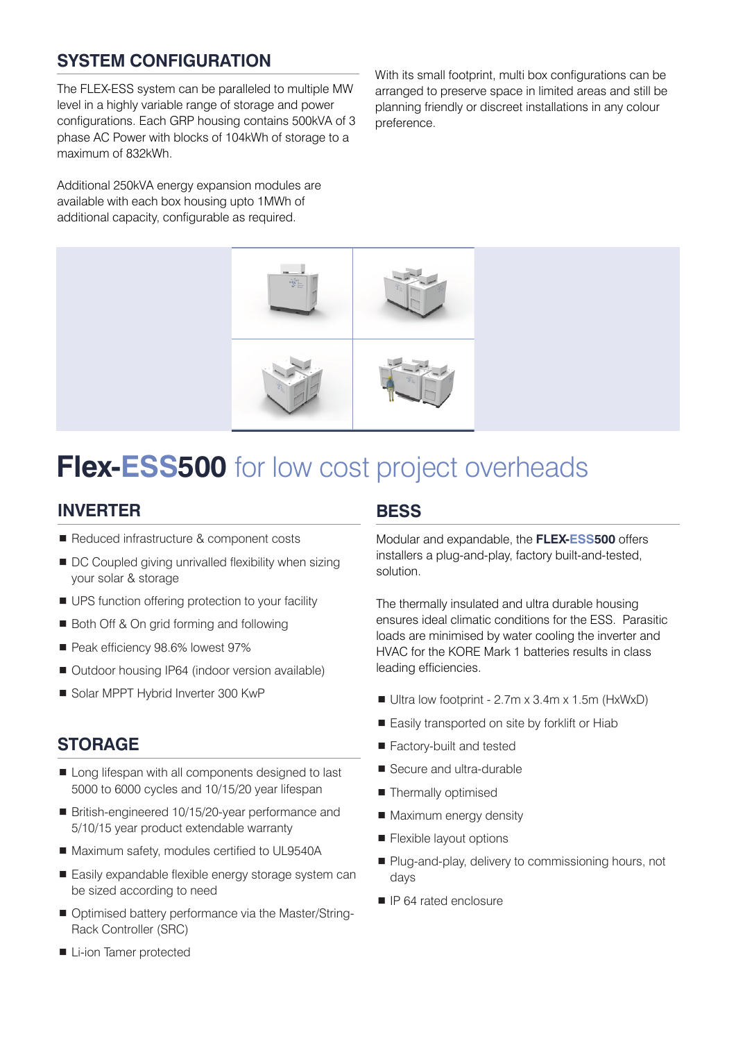## SYSTEM CONFIGURATION

The FLEX-ESS system can be paralleled to multiple MW level in a highly variable range of storage and power configurations. Each GRP housing contains 500kVA of 3 phase AC Power with blocks of 104kWh of storage to a maximum of 832kWh.

Additional 250kVA energy expansion modules are available with each box housing upto 1MWh of additional capacity, configurable as required.

With its small footprint, multi box configurations can be arranged to preserve space in limited areas and still be planning friendly or discreet installations in any colour preference.

# **Flex-ESS500** for low cost project overheads

## INVERTER

- Reduced infrastructure & component costs
- DC Coupled giving unrivalled flexibility when sizing your solar & storage
- UPS function offering protection to your facility
- Both Off & On grid forming and following
- Peak efficiency 98.6% lowest 97%
- Outdoor housing IP64 (indoor version available)
- Solar MPPT Hybrid Inverter 300 KwP

## STORAGE

- Long lifespan with all components designed to last 5000 to 6000 cycles and 10/15/20 year lifespan
- British-engineered 10/15/20-year performance and 5/10/15 year product extendable warranty
- Maximum safety, modules certified to UL9540A
- Easily expandable flexible energy storage system can be sized according to need
- Optimised battery performance via the Master/String-Rack Controller (SRC)
- Li-ion Tamer protected

## BESS

Modular and expandable, the **FLEX-ESS500** offers installers a plug-and-play, factory built-and-tested, solution.

The thermally insulated and ultra durable housing ensures ideal climatic conditions for the ESS. Parasitic loads are minimised by water cooling the inverter and HVAC for the KORE Mark 1 batteries results in class leading efficiencies.

- Ultra low footprint - 2.7m x 3.4m x 1.5m (HxWxD)
- Easily transported on site by forklift or Hiab
- Factory-built and tested
- Secure and ultra-durable
- Thermally optimised
- Maximum energy density
- Flexible layout options
- Plug-and-play, delivery to commissioning hours, not days
- IP 64 rated enclosure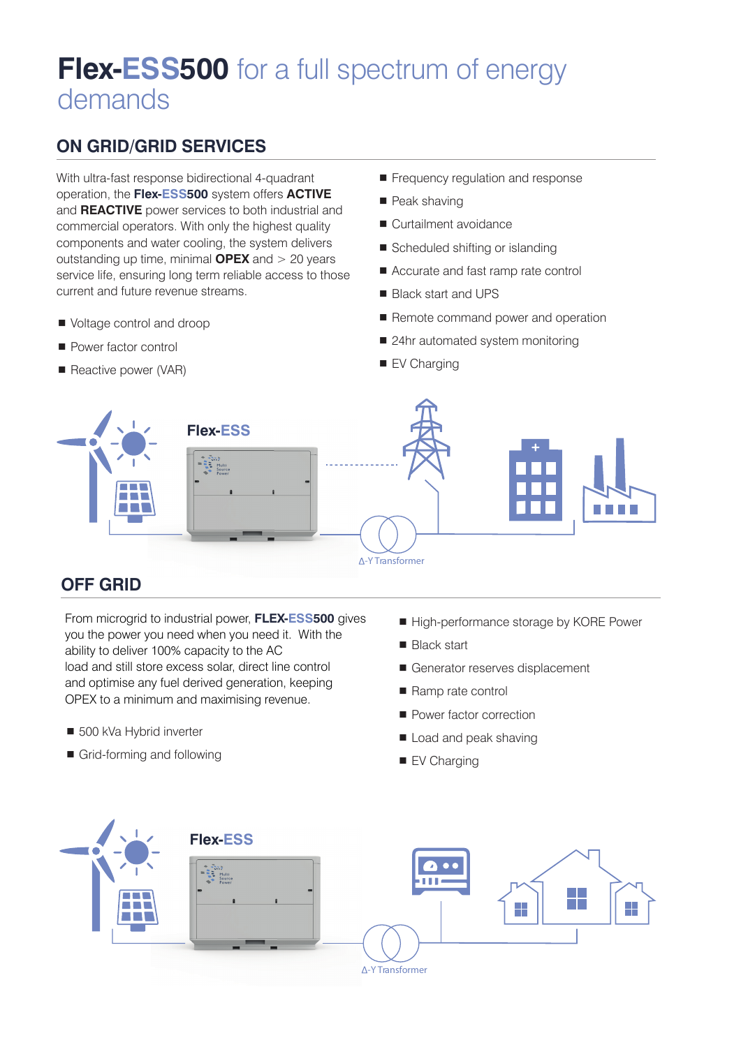# **Flex-ESS500** for a full spectrum of energy demands

## ON GRID/GRID SERVICES

With ultra-fast response bidirectional 4-quadrant operation, the **Flex-ESS500** system offers **ACTIVE** and **REACTIVE** power services to both industrial and commercial operators. With only the highest quality components and water cooling, the system delivers outstanding up time, minimal **OPEX** and > 20 years service life, ensuring long term reliable access to those current and future revenue streams.

- Voltage control and droop
- Power factor control
- Reactive power (VAR)
- Frequency regulation and response
- Peak shaving
- Curtailment avoidance
- Scheduled shifting or islanding
- Accurate and fast ramp rate control
- Black start and UPS
- Remote command power and operation
- 24hr automated system monitoring
- EV Charging

Flex-ESS

Δ-Y Transformer

## OFF GRID

From microgrid to industrial power, **FLEX-ESS500** gives you the power you need when you need it. With the ability to deliver 100% capacity to the AC load and still store excess solar, direct line control and optimise any fuel derived generation, keeping OPEX to a minimum and maximising revenue.

- 500 kVa Hybrid inverter
- Grid-forming and following
- High-performance storage by KORE Power
- Black start
- Generator reserves displacement
- Ramp rate control
- Power factor correction
- Load and peak shaving
- EV Charging

Flex-ESS

Δ-Y Transformer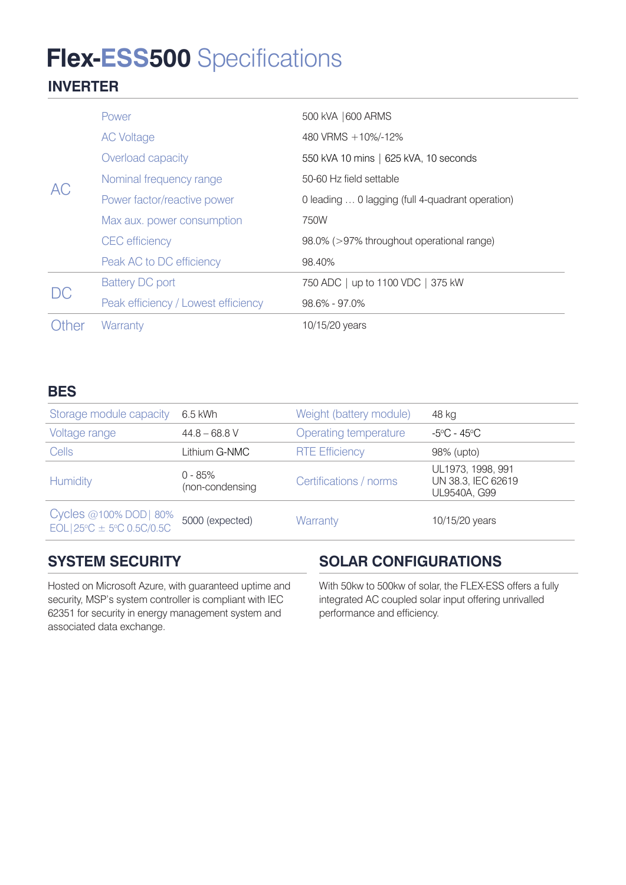# Flex-ESS500 Specifications

## INVERTER

| | | |
|---|---|---|
| AC | Power | 500 kVA \|600 ARMS |
| | AC Voltage | 480 VRMS +10%/-12% |
| | Overload capacity | 550 kVA 10 mins \| 625 kVA, 10 seconds |
| | Nominal frequency range | 50-60 Hz field settable |
| | Power factor/reactive power | 0 leading … 0 lagging (full 4-quadrant operation) |
| | Max aux. power consumption | 750W |
| | CEC efficiency | 98.0% (>97% throughout operational range) |
| | Peak AC to DC efficiency | 98.40% |
| DC | Battery DC port | 750 ADC \| up to 1100 VDC \| 375 kW |
| | Peak efficiency / Lowest efficiency | 98.6% - 97.0% |
| Other | Warranty | 10/15/20 years |

## BES

| | | | |
|---|---|---|---|
| Storage module capacity | 6.5 kWh | Weight (battery module) | 48 kg |
| Voltage range | 44.8 – 68.8 V | Operating temperature | -5°C - 45°C |
| Cells | Lithium G-NMC | RTE Efficiency | 98% (upto) |
| Humidity | 0 - 85% (non-condensing | Certifications / norms | UL1973, 1998, 991 UN 38.3, IEC 62619 UL9540A, G99 |
| Cycles @100% DOD\| 80% EOL\|25°C ± 5°C 0.5C/0.5C | 5000 (expected) | Warranty | 10/15/20 years |

## SYSTEM SECURITY

Hosted on Microsoft Azure, with guaranteed uptime and security, MSP's system controller is compliant with IEC 62351 for security in energy management system and associated data exchange.

## SOLAR CONFIGURATIONS

With 50kw to 500kw of solar, the FLEX-ESS offers a fully integrated AC coupled solar input offering unrivalled performance and efficiency.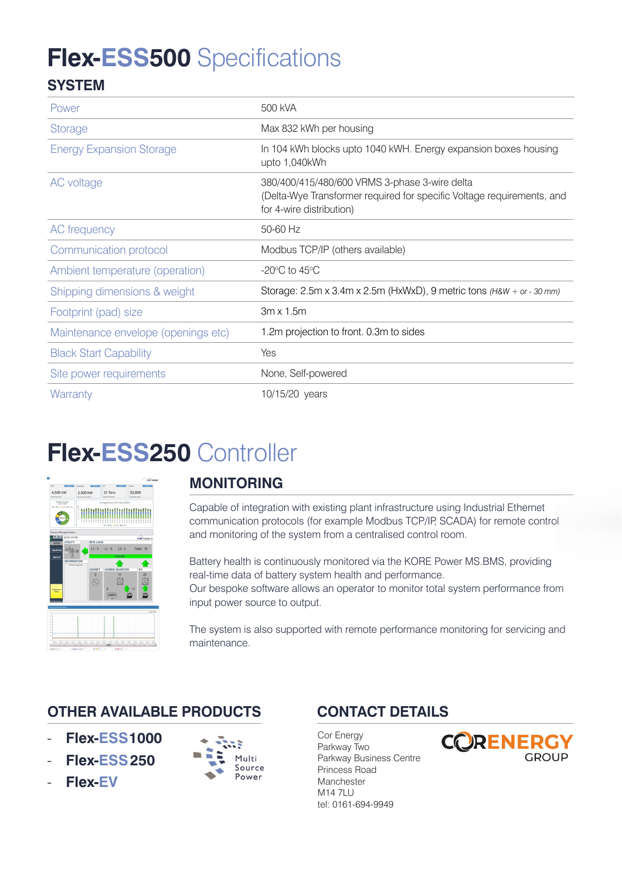# Flex-ESS500 Specifications

## SYSTEM

| | |
|---|---|
| Power | 500 kVA |
| Storage | Max 832 kWh per housing |
| Energy Expansion Storage | In 104 kWh blocks upto 1040 kWH. Energy expansion boxes housing upto 1,040kWh |
| AC voltage | 380/400/415/480/600 VRMS 3-phase 3-wire delta (Delta-Wye Transformer required for specific Voltage requirements, and for 4-wire distribution) |
| AC frequency | 50-60 Hz |
| Communication protocol | Modbus TCP/IP (others available) |
| Ambient temperature (operation) | -20ºC to 45ºC |
| Shipping dimensions & weight | Storage: 2.5m x 3.4m x 2.5m (HxWxD), 9 metric tons *(H&W + or - 30 mm)* |
| Footprint (pad) size | 3m x 1.5m |
| Maintenance envelope (openings etc) | 1.2m projection to front. 0.3m to sides |
| Black Start Capability | Yes |
| Site power requirements | None, Self-powered |
| Warranty | 10/15/20 years |

# Flex-ESS250 Controller

## MONITORING

Capable of integration with existing plant infrastructure using Industrial Ethernet communication protocols (for example Modbus TCP/IP, SCADA) for remote control and monitoring of the system from a centralised control room.

Battery health is continuously monitored via the KORE Power MS.BMS, providing real-time data of battery system health and performance.
Our bespoke software allows an operator to monitor total system performance from input power source to output.

The system is also supported with remote performance monitoring for servicing and maintenance.

## OTHER AVAILABLE PRODUCTS

- **Flex-ESS1000**
- **Flex-ESS250**
- **Flex-EV**

Multi Source Power

## CONTACT DETAILS

Cor Energy
Parkway Two
Parkway Business Centre
Princess Road
Manchester
M14 7LU
tel: 0161-694-9949

CORENERGY GROUP